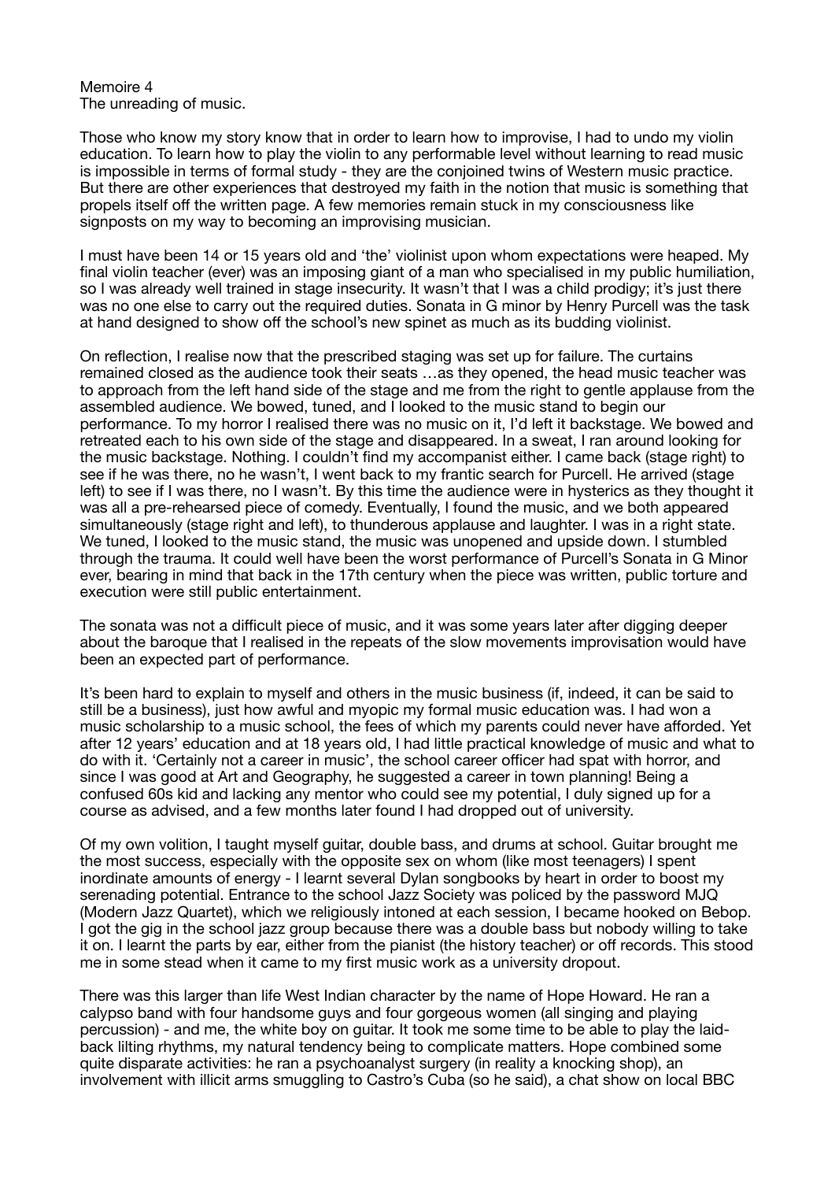Memoire 4

The unreading of music.

Those who know my story know that in order to learn how to improvise, I had to undo my violin education. To learn how to play the violin to any performable level without learning to read music is impossible in terms of formal study - they are the conjoined twins of Western music practice. But there are other experiences that destroyed my faith in the notion that music is something that propels itself off the written page. A few memories remain stuck in my consciousness like signposts on my way to becoming an improvising musician.

I must have been 14 or 15 years old and 'the' violinist upon whom expectations were heaped. My final violin teacher (ever) was an imposing giant of a man who specialised in my public humiliation, so I was already well trained in stage insecurity. It wasn't that I was a child prodigy; it's just there was no one else to carry out the required duties. Sonata in G minor by Henry Purcell was the task at hand designed to show off the school's new spinet as much as its budding violinist.

On reflection, I realise now that the prescribed staging was set up for failure. The curtains remained closed as the audience took their seats …as they opened, the head music teacher was to approach from the left hand side of the stage and me from the right to gentle applause from the assembled audience. We bowed, tuned, and I looked to the music stand to begin our performance. To my horror I realised there was no music on it, I'd left it backstage. We bowed and retreated each to his own side of the stage and disappeared. In a sweat, I ran around looking for the music backstage. Nothing. I couldn't find my accompanist either. I came back (stage right) to see if he was there, no he wasn't, I went back to my frantic search for Purcell. He arrived (stage left) to see if I was there, no I wasn't. By this time the audience were in hysterics as they thought it was all a pre-rehearsed piece of comedy. Eventually, I found the music, and we both appeared simultaneously (stage right and left), to thunderous applause and laughter. I was in a right state. We tuned, I looked to the music stand, the music was unopened and upside down. I stumbled through the trauma. It could well have been the worst performance of Purcell's Sonata in G Minor ever, bearing in mind that back in the 17th century when the piece was written, public torture and execution were still public entertainment.

The sonata was not a difficult piece of music, and it was some years later after digging deeper about the baroque that I realised in the repeats of the slow movements improvisation would have been an expected part of performance.

It's been hard to explain to myself and others in the music business (if, indeed, it can be said to still be a business), just how awful and myopic my formal music education was. I had won a music scholarship to a music school, the fees of which my parents could never have afforded. Yet after 12 years' education and at 18 years old, I had little practical knowledge of music and what to do with it. 'Certainly not a career in music', the school career officer had spat with horror, and since I was good at Art and Geography, he suggested a career in town planning! Being a confused 60s kid and lacking any mentor who could see my potential, I duly signed up for a course as advised, and a few months later found I had dropped out of university.

Of my own volition, I taught myself guitar, double bass, and drums at school. Guitar brought me the most success, especially with the opposite sex on whom (like most teenagers) I spent inordinate amounts of energy - I learnt several Dylan songbooks by heart in order to boost my serenading potential. Entrance to the school Jazz Society was policed by the password MJQ (Modern Jazz Quartet), which we religiously intoned at each session, I became hooked on Bebop. I got the gig in the school jazz group because there was a double bass but nobody willing to take it on. I learnt the parts by ear, either from the pianist (the history teacher) or off records. This stood me in some stead when it came to my first music work as a university dropout.

There was this larger than life West Indian character by the name of Hope Howard. He ran a calypso band with four handsome guys and four gorgeous women (all singing and playing percussion) - and me, the white boy on guitar. It took me some time to be able to play the laid-back lilting rhythms, my natural tendency being to complicate matters. Hope combined some quite disparate activities: he ran a psychoanalyst surgery (in reality a knocking shop), an involvement with illicit arms smuggling to Castro's Cuba (so he said), a chat show on local BBC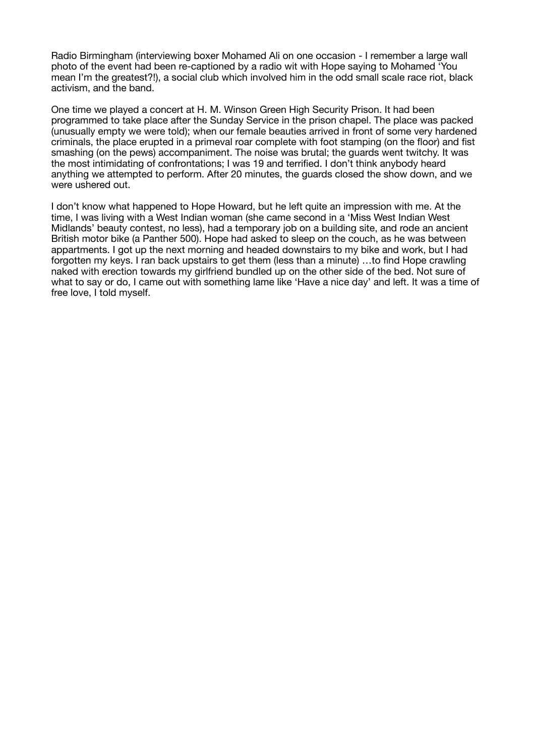Radio Birmingham (interviewing boxer Mohamed Ali on one occasion - I remember a large wall photo of the event had been re-captioned by a radio wit with Hope saying to Mohamed 'You mean I'm the greatest?!), a social club which involved him in the odd small scale race riot, black activism, and the band.

One time we played a concert at H. M. Winson Green High Security Prison. It had been programmed to take place after the Sunday Service in the prison chapel. The place was packed (unusually empty we were told); when our female beauties arrived in front of some very hardened criminals, the place erupted in a primeval roar complete with foot stamping (on the floor) and fist smashing (on the pews) accompaniment. The noise was brutal; the guards went twitchy. It was the most intimidating of confrontations; I was 19 and terrified. I don't think anybody heard anything we attempted to perform. After 20 minutes, the guards closed the show down, and we were ushered out.

I don't know what happened to Hope Howard, but he left quite an impression with me. At the time, I was living with a West Indian woman (she came second in a 'Miss West Indian West Midlands' beauty contest, no less), had a temporary job on a building site, and rode an ancient British motor bike (a Panther 500). Hope had asked to sleep on the couch, as he was between appartments. I got up the next morning and headed downstairs to my bike and work, but I had forgotten my keys. I ran back upstairs to get them (less than a minute) …to find Hope crawling naked with erection towards my girlfriend bundled up on the other side of the bed. Not sure of what to say or do, I came out with something lame like 'Have a nice day' and left. It was a time of free love, I told myself.